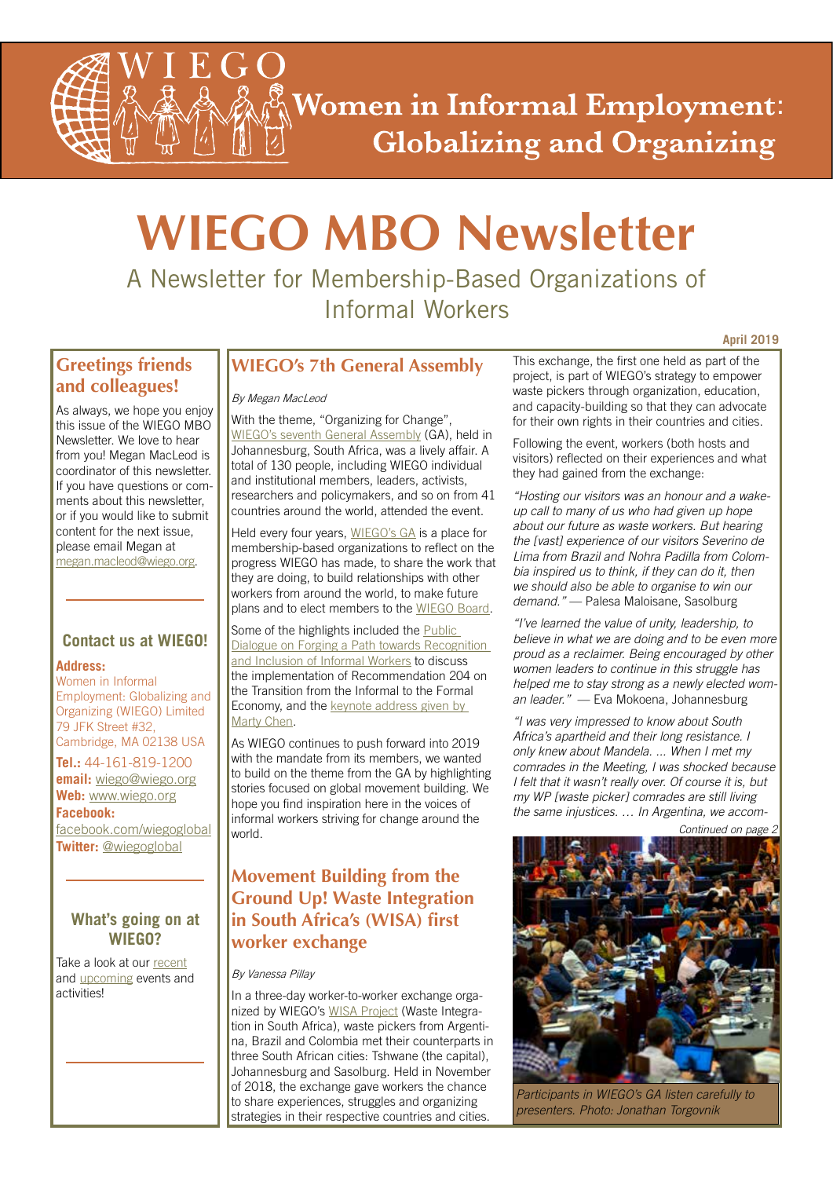# WIEGO

**Women in Informal Employment: Globalizing and Organizing**

# WIEGO MBO Newsletter

A Newsletter for Membership-Based Organizations of Informal Workers

**April 2019**

## Greetings friends and colleagues!

As always, we hope you enjoy this issue of the WIEGO MBO Newsletter. We love to hear from you! Megan MacLeod is coordinator of this newsletter. If you have questions or comments about this newsletter, or if you would like to submit content for the next issue, please email Megan at megan.macleod@wiego.org.

### Contact us at WIEGO!

**Address:**
Women in Informal Employment: Globalizing and Organizing (WIEGO) Limited
79 JFK Street #32,
Cambridge, MA 02138 USA

**Tel.:** 44-161-819-1200
**email:** wiego@wiego.org
**Web:** www.wiego.org
**Facebook:** facebook.com/wiegoglobal
**Twitter:** @wiegoglobal

### What's going on at WIEGO?

Take a look at our recent and upcoming events and activities!

## WIEGO's 7th General Assembly

*By Megan MacLeod*

With the theme, "Organizing for Change", WIEGO's seventh General Assembly (GA), held in Johannesburg, South Africa, was a lively affair. A total of 130 people, including WIEGO individual and institutional members, leaders, activists, researchers and policymakers, and so on from 41 countries around the world, attended the event.

Held every four years, WIEGO's GA is a place for membership-based organizations to reflect on the progress WIEGO has made, to share the work that they are doing, to build relationships with other workers from around the world, to make future plans and to elect members to the WIEGO Board.

Some of the highlights included the Public Dialogue on Forging a Path towards Recognition and Inclusion of Informal Workers to discuss the implementation of Recommendation 204 on the Transition from the Informal to the Formal Economy, and the keynote address given by Marty Chen.

As WIEGO continues to push forward into 2019 with the mandate from its members, we wanted to build on the theme from the GA by highlighting stories focused on global movement building. We hope you find inspiration here in the voices of informal workers striving for change around the world.

## Movement Building from the Ground Up! Waste Integration in South Africa's (WISA) first worker exchange

*By Vanessa Pillay*

In a three-day worker-to-worker exchange organized by WIEGO's WISA Project (Waste Integration in South Africa), waste pickers from Argentina, Brazil and Colombia met their counterparts in three South African cities: Tshwane (the capital), Johannesburg and Sasolburg. Held in November of 2018, the exchange gave workers the chance to share experiences, struggles and organizing strategies in their respective countries and cities.

This exchange, the first one held as part of the project, is part of WIEGO's strategy to empower waste pickers through organization, education, and capacity-building so that they can advocate for their own rights in their countries and cities.

Following the event, workers (both hosts and visitors) reflected on their experiences and what they had gained from the exchange:

*"Hosting our visitors was an honour and a wake-up call to many of us who had given up hope about our future as waste workers. But hearing the [vast] experience of our visitors Severino de Lima from Brazil and Nohra Padilla from Colombia inspired us to think, if they can do it, then we should also be able to organise to win our demand."* — Palesa Maloisane, Sasolburg

*"I've learned the value of unity, leadership, to believe in what we are doing and to be even more proud as a reclaimer. Being encouraged by other women leaders to continue in this struggle has helped me to stay strong as a newly elected woman leader."* — Eva Mokoena, Johannesburg

*"I was very impressed to know about South Africa's apartheid and their long resistance. I only knew about Mandela. ... When I met my comrades in the Meeting, I was shocked because I felt that it wasn't really over. Of course it is, but my WP [waste picker] comrades are still living the same injustices. ... In Argentina, we accom-*

*Continued on page 2*

*Participants in WIEGO's GA listen carefully to presenters. Photo: Jonathan Torgovnik*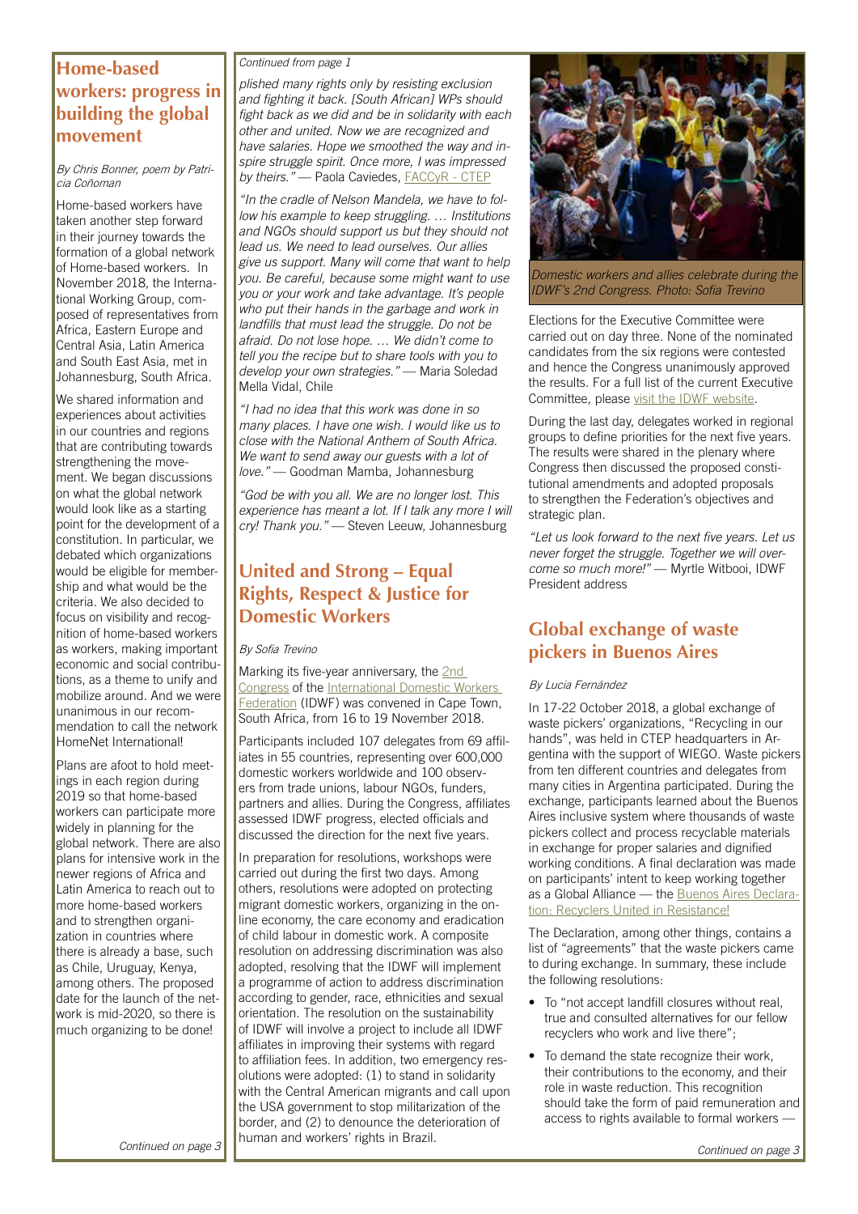## Home-based workers: progress in building the global movement

*By Chris Bonner, poem by Patricia Coñoman*

Home-based workers have taken another step forward in their journey towards the formation of a global network of Home-based workers. In November 2018, the International Working Group, composed of representatives from Africa, Eastern Europe and Central Asia, Latin America and South East Asia, met in Johannesburg, South Africa.

We shared information and experiences about activities in our countries and regions that are contributing towards strengthening the movement. We began discussions on what the global network would look like as a starting point for the development of a constitution. In particular, we debated which organizations would be eligible for membership and what would be the criteria. We also decided to focus on visibility and recognition of home-based workers as workers, making important economic and social contributions, as a theme to unify and mobilize around. And we were unanimous in our recommendation to call the network HomeNet International!

Plans are afoot to hold meetings in each region during 2019 so that home-based workers can participate more widely in planning for the global network. There are also plans for intensive work in the newer regions of Africa and Latin America to reach out to more home-based workers and to strengthen organization in countries where there is already a base, such as Chile, Uruguay, Kenya, among others. The proposed date for the launch of the network is mid-2020, so there is much organizing to be done!

*Continued on page 3*

*Continued from page 1*

*plished many rights only by resisting exclusion and fighting it back. [South African] WPs should fight back as we did and be in solidarity with each other and united. Now we are recognized and have salaries. Hope we smoothed the way and inspire struggle spirit. Once more, I was impressed by theirs."* — Paola Caviedes, FACCyR - CTEP

*"In the cradle of Nelson Mandela, we have to follow his example to keep struggling. … Institutions and NGOs should support us but they should not lead us. We need to lead ourselves. Our allies give us support. Many will come that want to help you. Be careful, because some might want to use you or your work and take advantage. It's people who put their hands in the garbage and work in landfills that must lead the struggle. Do not be afraid. Do not lose hope. … We didn't come to tell you the recipe but to share tools with you to develop your own strategies."* — Maria Soledad Mella Vidal, Chile

*"I had no idea that this work was done in so many places. I have one wish. I would like us to close with the National Anthem of South Africa. We want to send away our guests with a lot of love."* — Goodman Mamba, Johannesburg

*"God be with you all. We are no longer lost. This experience has meant a lot. If I talk any more I will cry! Thank you."* — Steven Leeuw, Johannesburg

## United and Strong – Equal Rights, Respect & Justice for Domestic Workers

*By Sofia Trevino*

Marking its five-year anniversary, the 2nd Congress of the International Domestic Workers Federation (IDWF) was convened in Cape Town, South Africa, from 16 to 19 November 2018.

Participants included 107 delegates from 69 affiliates in 55 countries, representing over 600,000 domestic workers worldwide and 100 observers from trade unions, labour NGOs, funders, partners and allies. During the Congress, affiliates assessed IDWF progress, elected officials and discussed the direction for the next five years.

In preparation for resolutions, workshops were carried out during the first two days. Among others, resolutions were adopted on protecting migrant domestic workers, organizing in the online economy, the care economy and eradication of child labour in domestic work. A composite resolution on addressing discrimination was also adopted, resolving that the IDWF will implement a programme of action to address discrimination according to gender, race, ethnicities and sexual orientation. The resolution on the sustainability of IDWF will involve a project to include all IDWF affiliates in improving their systems with regard to affiliation fees. In addition, two emergency resolutions were adopted: (1) to stand in solidarity with the Central American migrants and call upon the USA government to stop militarization of the border, and (2) to denounce the deterioration of human and workers' rights in Brazil.

*Domestic workers and allies celebrate during the IDWF's 2nd Congress. Photo: Sofia Trevino*

Elections for the Executive Committee were carried out on day three. None of the nominated candidates from the six regions were contested and hence the Congress unanimously approved the results. For a full list of the current Executive Committee, please visit the IDWF website.

During the last day, delegates worked in regional groups to define priorities for the next five years. The results were shared in the plenary where Congress then discussed the proposed constitutional amendments and adopted proposals to strengthen the Federation's objectives and strategic plan.

*"Let us look forward to the next five years. Let us never forget the struggle. Together we will overcome so much more!"* — Myrtle Witbooi, IDWF President address

## Global exchange of waste pickers in Buenos Aires

*By Lucia Fernández*

In 17-22 October 2018, a global exchange of waste pickers' organizations, "Recycling in our hands", was held in CTEP headquarters in Argentina with the support of WIEGO. Waste pickers from ten different countries and delegates from many cities in Argentina participated. During the exchange, participants learned about the Buenos Aires inclusive system where thousands of waste pickers collect and process recyclable materials in exchange for proper salaries and dignified working conditions. A final declaration was made on participants' intent to keep working together as a Global Alliance — the Buenos Aires Declaration: Recyclers United in Resistance!

The Declaration, among other things, contains a list of "agreements" that the waste pickers came to during exchange. In summary, these include the following resolutions:

- To "not accept landfill closures without real, true and consulted alternatives for our fellow recyclers who work and live there";
- To demand the state recognize their work, their contributions to the economy, and their role in waste reduction. This recognition should take the form of paid remuneration and access to rights available to formal workers —

*Continued on page 3*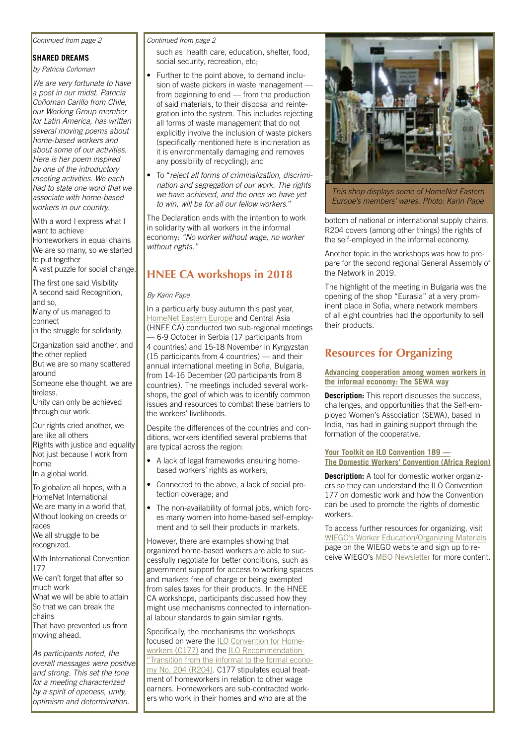*Continued from page 2*

**SHARED DREAMS**

*by Patricia Coñoman*

*We are very fortunate to have a poet in our midst. Patricia Coñoman Carillo from Chile, our Working Group member for Latin America, has written several moving poems about home-based workers and about some of our activities. Here is her poem inspired by one of the introductory meeting activities. We each had to state one word that we associate with home-based workers in our country.*

With a word I express what I want to achieve
Homeworkers in equal chains
We are so many, so we started to put together
A vast puzzle for social change.

The first one said Visibility
A second said Recognition, and so,
Many of us managed to connect
in the struggle for solidarity.

Organization said another, and the other replied
But we are so many scattered around
Someone else thought, we are tireless.
Unity can only be achieved through our work.

Our rights cried another, we are like all others
Rights with justice and equality
Not just because I work from home
In a global world.

To globalize all hopes, with a HomeNet International
We are many in a world that,
Without looking on creeds or races
We all struggle to be recognized.

With International Convention 177
We can't forget that after so much work
What we will be able to attain
So that we can break the chains
That have prevented us from moving ahead.

*As participants noted, the overall messages were positive and strong. This set the tone for a meeting characterized by a spirit of openess, unity, optimism and determination.*

*Continued from page 2*

such as health care, education, shelter, food, social security, recreation, etc;

- Further to the point above, to demand inclusion of waste pickers in waste management — from beginning to end — from the production of said materials, to their disposal and reintegration into the system. This includes rejecting all forms of waste management that do not explicitly involve the inclusion of waste pickers (specifically mentioned here is incineration as it is environmentally damaging and removes any possibility of recycling); and
- To "*reject all forms of criminalization, discrimination and segregation of our work. The rights we have achieved, and the ones we have yet to win, will be for all our fellow workers.*"

The Declaration ends with the intention to work in solidarity with all workers in the informal economy: *"No worker without wage, no worker without rights."*

## HNEE CA workshops in 2018

*By Karin Pape*

In a particularly busy autumn this past year, HomeNet Eastern Europe and Central Asia (HNEE CA) conducted two sub-regional meetings — 6-9 October in Serbia (17 participants from 4 countries) and 15-18 November in Kyrgyzstan (15 participants from 4 countries) — and their annual international meeting in Sofia, Bulgaria, from 14-16 December (20 participants from 8 countries). The meetings included several workshops, the goal of which was to identify common issues and resources to combat these barriers to the workers' livelihoods.

Despite the differences of the countries and conditions, workers identified several problems that are typical across the region:

- A lack of legal frameworks ensuring home-based workers' rights as workers;
- Connected to the above, a lack of social protection coverage; and
- The non-availability of formal jobs, which forces many women into home-based self-employment and to sell their products in markets.

However, there are examples showing that organized home-based workers are able to successfully negotiate for better conditions, such as government support for access to working spaces and markets free of charge or being exempted from sales taxes for their products. In the HNEE CA workshops, participants discussed how they might use mechanisms connected to international labour standards to gain similar rights.

Specifically, the mechanisms the workshops focused on were the ILO Convention for Homeworkers (C177) and the ILO Recommendation "Transition from the informal to the formal economy No. 204 (R204). C177 stipulates equal treatment of homeworkers in relation to other wage earners. Homeworkers are sub-contracted workers who work in their homes and who are at the bottom of national or international supply chains. R204 covers (among other things) the rights of the self-employed in the informal economy.

*This shop displays some of HomeNet Eastern Europe's members' wares. Photo: Karin Pape*

Another topic in the workshops was how to prepare for the second regional General Assembly of the Network in 2019.

The highlight of the meeting in Bulgaria was the opening of the shop "Eurasia" at a very prominent place in Sofia, where network members of all eight countries had the opportunity to sell their products.

## Resources for Organizing

**Advancing cooperation among women workers in the informal economy: The SEWA way**

**Description:** This report discusses the success, challenges, and opportunities that the Self-employed Women's Association (SEWA), based in India, has had in gaining support through the formation of the cooperative.

**Your Toolkit on ILO Convention 189 — The Domestic Workers' Convention (Africa Region)**

**Description:** A tool for domestic worker organizers so they can understand the ILO Convention 177 on domestic work and how the Convention can be used to promote the rights of domestic workers.

To access further resources for organizing, visit WIEGO's Worker Education/Organizing Materials page on the WIEGO website and sign up to receive WIEGO's MBO Newsletter for more content.